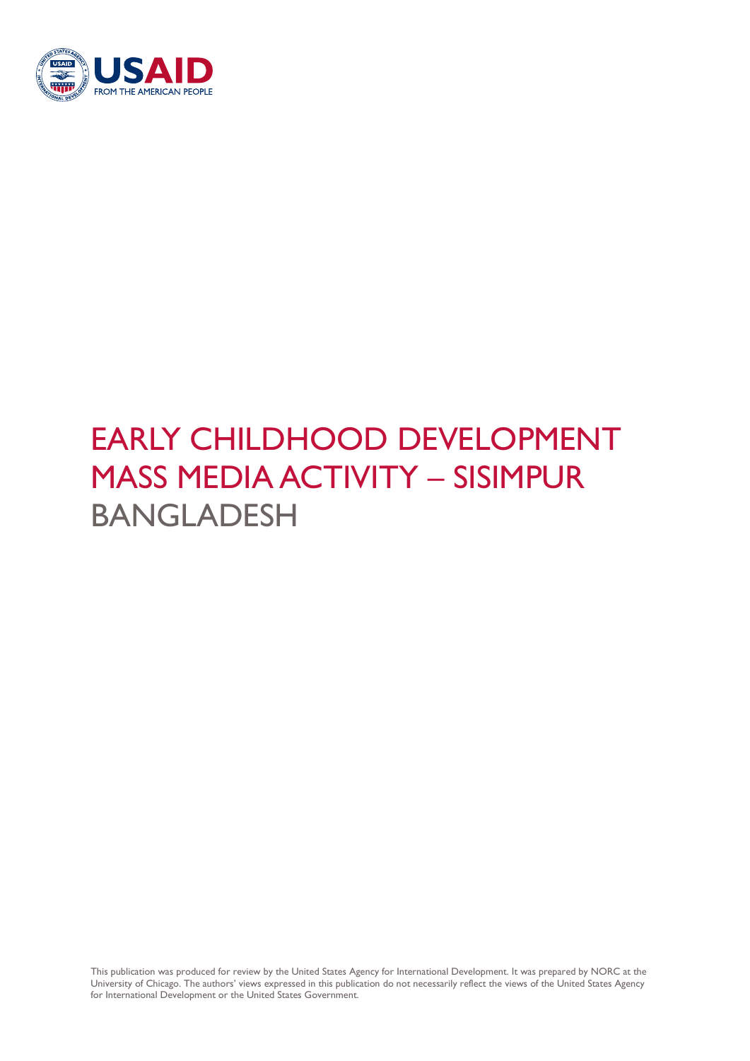USAID
FROM THE AMERICAN PEOPLE

# EARLY CHILDHOOD DEVELOPMENT MASS MEDIA ACTIVITY – SISIMPUR BANGLADESH

This publication was produced for review by the United States Agency for International Development. It was prepared by NORC at the University of Chicago. The authors' views expressed in this publication do not necessarily reflect the views of the United States Agency for International Development or the United States Government.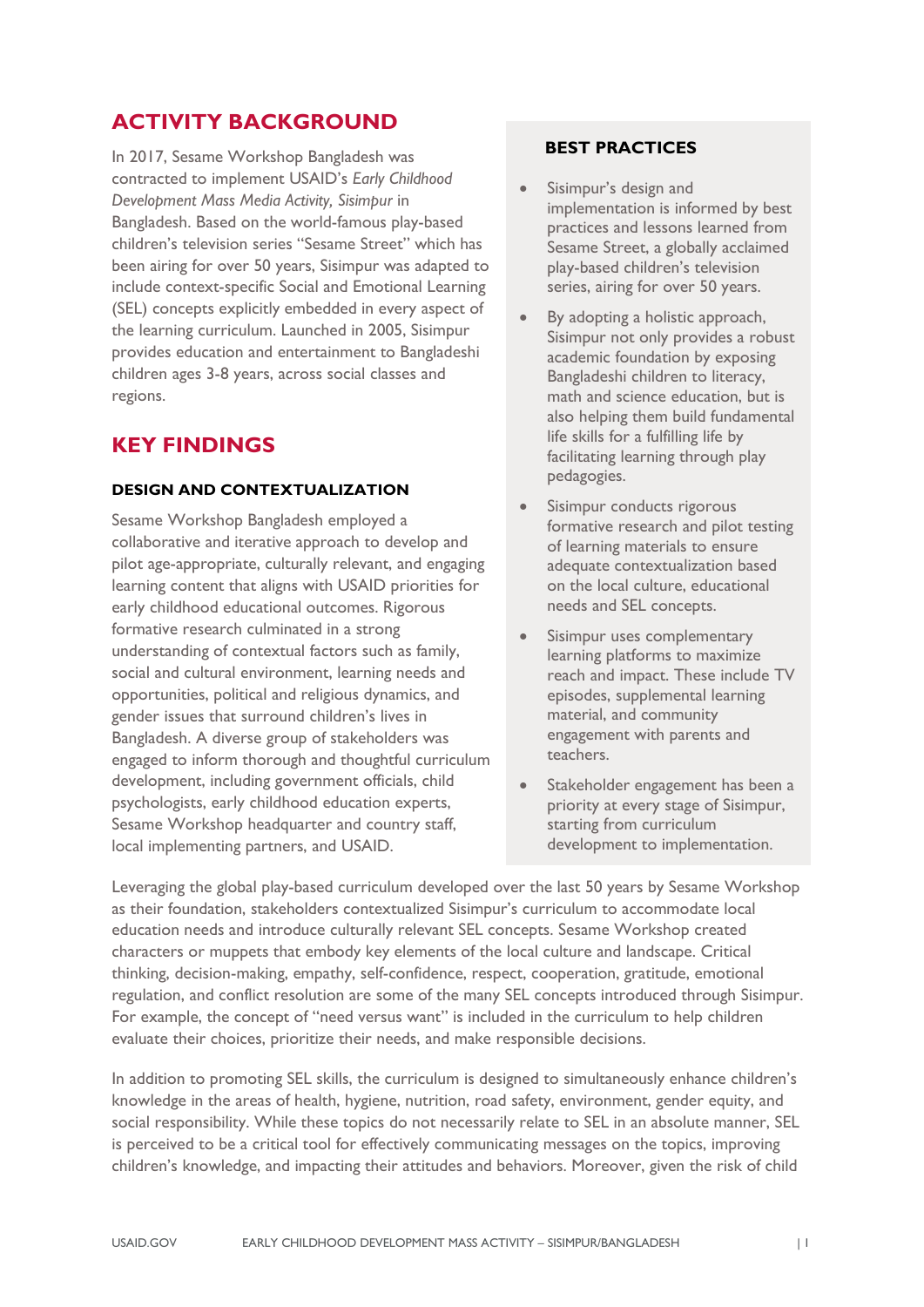## ACTIVITY BACKGROUND

In 2017, Sesame Workshop Bangladesh was contracted to implement USAID's *Early Childhood Development Mass Media Activity, Sisimpur* in Bangladesh. Based on the world-famous play-based children's television series "Sesame Street" which has been airing for over 50 years, Sisimpur was adapted to include context-specific Social and Emotional Learning (SEL) concepts explicitly embedded in every aspect of the learning curriculum. Launched in 2005, Sisimpur provides education and entertainment to Bangladeshi children ages 3-8 years, across social classes and regions.

## KEY FINDINGS

### DESIGN AND CONTEXTUALIZATION

Sesame Workshop Bangladesh employed a collaborative and iterative approach to develop and pilot age-appropriate, culturally relevant, and engaging learning content that aligns with USAID priorities for early childhood educational outcomes. Rigorous formative research culminated in a strong understanding of contextual factors such as family, social and cultural environment, learning needs and opportunities, political and religious dynamics, and gender issues that surround children's lives in Bangladesh. A diverse group of stakeholders was engaged to inform thorough and thoughtful curriculum development, including government officials, child psychologists, early childhood education experts, Sesame Workshop headquarter and country staff, local implementing partners, and USAID.

#### BEST PRACTICES

- Sisimpur's design and implementation is informed by best practices and lessons learned from Sesame Street, a globally acclaimed play-based children's television series, airing for over 50 years.
- By adopting a holistic approach, Sisimpur not only provides a robust academic foundation by exposing Bangladeshi children to literacy, math and science education, but is also helping them build fundamental life skills for a fulfilling life by facilitating learning through play pedagogies.
- Sisimpur conducts rigorous formative research and pilot testing of learning materials to ensure adequate contextualization based on the local culture, educational needs and SEL concepts.
- Sisimpur uses complementary learning platforms to maximize reach and impact. These include TV episodes, supplemental learning material, and community engagement with parents and teachers.
- Stakeholder engagement has been a priority at every stage of Sisimpur, starting from curriculum development to implementation.

Leveraging the global play-based curriculum developed over the last 50 years by Sesame Workshop as their foundation, stakeholders contextualized Sisimpur's curriculum to accommodate local education needs and introduce culturally relevant SEL concepts. Sesame Workshop created characters or muppets that embody key elements of the local culture and landscape. Critical thinking, decision-making, empathy, self-confidence, respect, cooperation, gratitude, emotional regulation, and conflict resolution are some of the many SEL concepts introduced through Sisimpur. For example, the concept of "need versus want" is included in the curriculum to help children evaluate their choices, prioritize their needs, and make responsible decisions.

In addition to promoting SEL skills, the curriculum is designed to simultaneously enhance children's knowledge in the areas of health, hygiene, nutrition, road safety, environment, gender equity, and social responsibility. While these topics do not necessarily relate to SEL in an absolute manner, SEL is perceived to be a critical tool for effectively communicating messages on the topics, improving children's knowledge, and impacting their attitudes and behaviors. Moreover, given the risk of child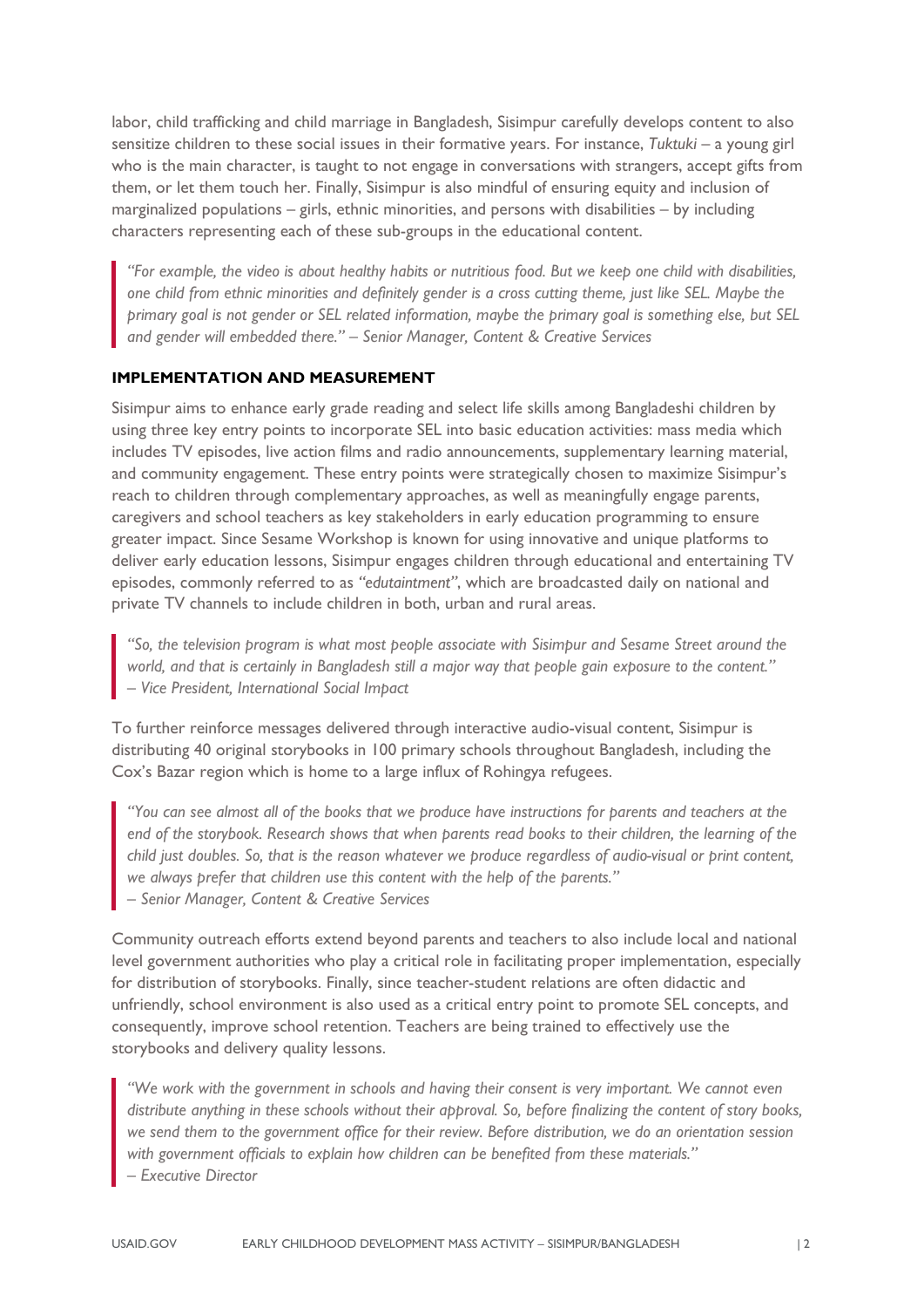labor, child trafficking and child marriage in Bangladesh, Sisimpur carefully develops content to also sensitize children to these social issues in their formative years. For instance, *Tuktuki* – a young girl who is the main character, is taught to not engage in conversations with strangers, accept gifts from them, or let them touch her. Finally, Sisimpur is also mindful of ensuring equity and inclusion of marginalized populations – girls, ethnic minorities, and persons with disabilities – by including characters representing each of these sub-groups in the educational content.

> *"For example, the video is about healthy habits or nutritious food. But we keep one child with disabilities, one child from ethnic minorities and definitely gender is a cross cutting theme, just like SEL. Maybe the primary goal is not gender or SEL related information, maybe the primary goal is something else, but SEL and gender will embedded there." – Senior Manager, Content & Creative Services*

**IMPLEMENTATION AND MEASUREMENT**

Sisimpur aims to enhance early grade reading and select life skills among Bangladeshi children by using three key entry points to incorporate SEL into basic education activities: mass media which includes TV episodes, live action films and radio announcements, supplementary learning material, and community engagement. These entry points were strategically chosen to maximize Sisimpur's reach to children through complementary approaches, as well as meaningfully engage parents, caregivers and school teachers as key stakeholders in early education programming to ensure greater impact. Since Sesame Workshop is known for using innovative and unique platforms to deliver early education lessons, Sisimpur engages children through educational and entertaining TV episodes, commonly referred to as *"edutaintment"*, which are broadcasted daily on national and private TV channels to include children in both, urban and rural areas.

> *"So, the television program is what most people associate with Sisimpur and Sesame Street around the world, and that is certainly in Bangladesh still a major way that people gain exposure to the content."*
> *– Vice President, International Social Impact*

To further reinforce messages delivered through interactive audio-visual content, Sisimpur is distributing 40 original storybooks in 100 primary schools throughout Bangladesh, including the Cox's Bazar region which is home to a large influx of Rohingya refugees.

> *"You can see almost all of the books that we produce have instructions for parents and teachers at the end of the storybook. Research shows that when parents read books to their children, the learning of the child just doubles. So, that is the reason whatever we produce regardless of audio-visual or print content, we always prefer that children use this content with the help of the parents."*
> *– Senior Manager, Content & Creative Services*

Community outreach efforts extend beyond parents and teachers to also include local and national level government authorities who play a critical role in facilitating proper implementation, especially for distribution of storybooks. Finally, since teacher-student relations are often didactic and unfriendly, school environment is also used as a critical entry point to promote SEL concepts, and consequently, improve school retention. Teachers are being trained to effectively use the storybooks and delivery quality lessons.

> *"We work with the government in schools and having their consent is very important. We cannot even distribute anything in these schools without their approval. So, before finalizing the content of story books, we send them to the government office for their review. Before distribution, we do an orientation session with government officials to explain how children can be benefited from these materials."*
> *– Executive Director*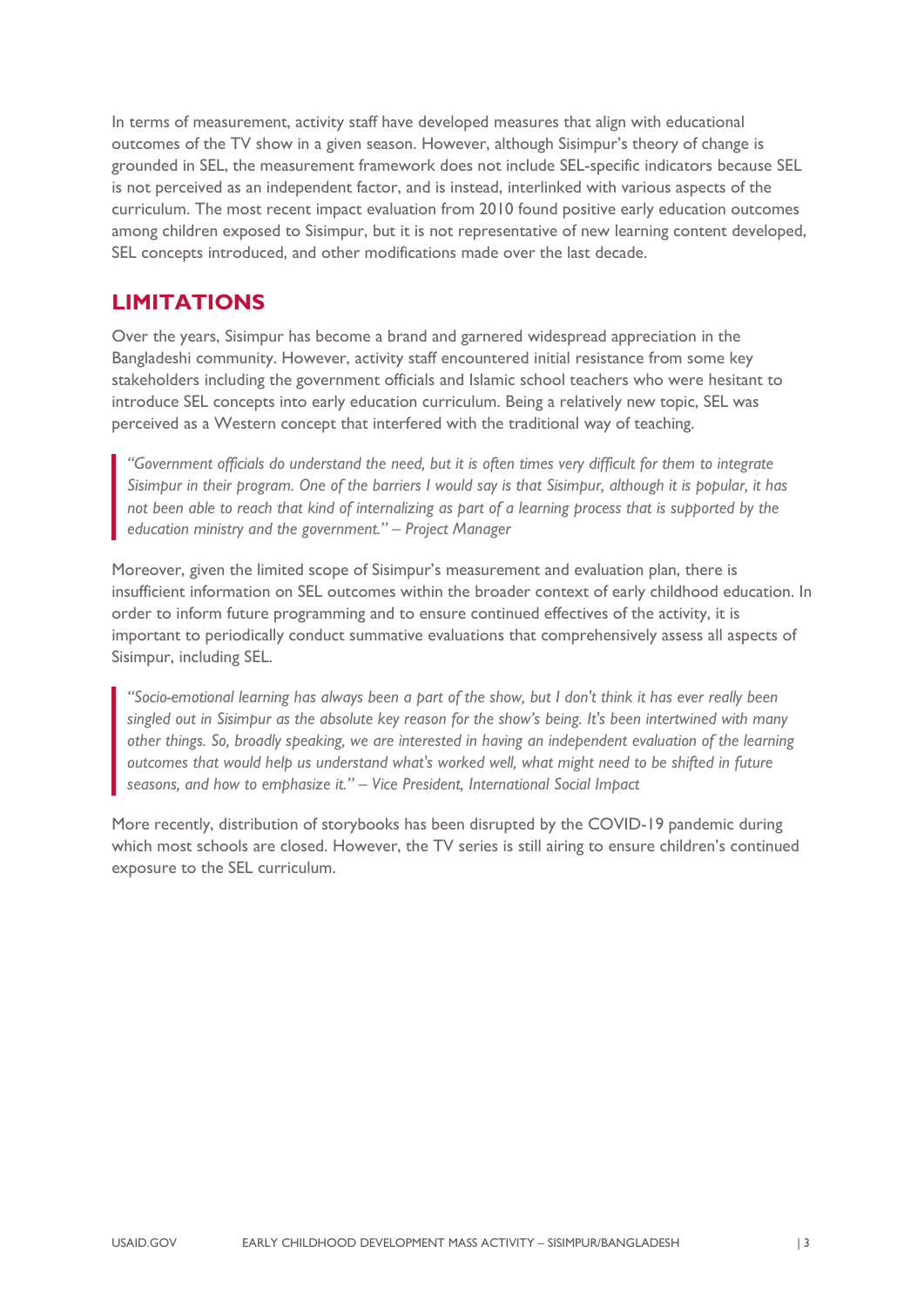In terms of measurement, activity staff have developed measures that align with educational outcomes of the TV show in a given season. However, although Sisimpur's theory of change is grounded in SEL, the measurement framework does not include SEL-specific indicators because SEL is not perceived as an independent factor, and is instead, interlinked with various aspects of the curriculum. The most recent impact evaluation from 2010 found positive early education outcomes among children exposed to Sisimpur, but it is not representative of new learning content developed, SEL concepts introduced, and other modifications made over the last decade.

## LIMITATIONS

Over the years, Sisimpur has become a brand and garnered widespread appreciation in the Bangladeshi community. However, activity staff encountered initial resistance from some key stakeholders including the government officials and Islamic school teachers who were hesitant to introduce SEL concepts into early education curriculum. Being a relatively new topic, SEL was perceived as a Western concept that interfered with the traditional way of teaching.

> *"Government officials do understand the need, but it is often times very difficult for them to integrate Sisimpur in their program. One of the barriers I would say is that Sisimpur, although it is popular, it has not been able to reach that kind of internalizing as part of a learning process that is supported by the education ministry and the government." – Project Manager*

Moreover, given the limited scope of Sisimpur's measurement and evaluation plan, there is insufficient information on SEL outcomes within the broader context of early childhood education. In order to inform future programming and to ensure continued effectives of the activity, it is important to periodically conduct summative evaluations that comprehensively assess all aspects of Sisimpur, including SEL.

> *"Socio-emotional learning has always been a part of the show, but I don't think it has ever really been singled out in Sisimpur as the absolute key reason for the show's being. It's been intertwined with many other things. So, broadly speaking, we are interested in having an independent evaluation of the learning outcomes that would help us understand what's worked well, what might need to be shifted in future seasons, and how to emphasize it." – Vice President, International Social Impact*

More recently, distribution of storybooks has been disrupted by the COVID-19 pandemic during which most schools are closed. However, the TV series is still airing to ensure children's continued exposure to the SEL curriculum.